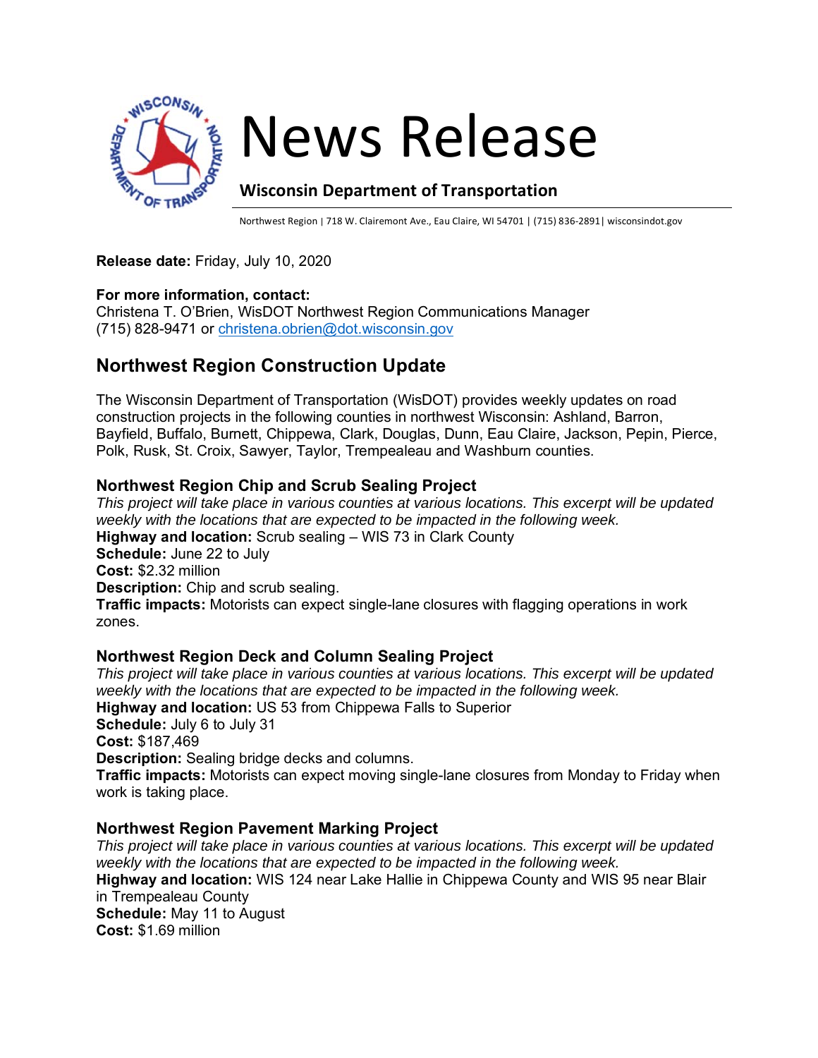# News Release

**Wisconsin Department of Transportation**

Northwest Region | 718 W. Clairemont Ave., Eau Claire, WI 54701 | (715) 836-2891| wisconsindot.gov

**Release date:** Friday, July 10, 2020

**For more information, contact:**
Christena T. O'Brien, WisDOT Northwest Region Communications Manager
(715) 828-9471 or christena.obrien@dot.wisconsin.gov

## Northwest Region Construction Update

The Wisconsin Department of Transportation (WisDOT) provides weekly updates on road construction projects in the following counties in northwest Wisconsin: Ashland, Barron, Bayfield, Buffalo, Burnett, Chippewa, Clark, Douglas, Dunn, Eau Claire, Jackson, Pepin, Pierce, Polk, Rusk, St. Croix, Sawyer, Taylor, Trempealeau and Washburn counties.

### Northwest Region Chip and Scrub Sealing Project

*This project will take place in various counties at various locations. This excerpt will be updated weekly with the locations that are expected to be impacted in the following week.*
**Highway and location:** Scrub sealing – WIS 73 in Clark County
**Schedule:** June 22 to July
**Cost:** $2.32 million
**Description:** Chip and scrub sealing.
**Traffic impacts:** Motorists can expect single-lane closures with flagging operations in work zones.

### Northwest Region Deck and Column Sealing Project

*This project will take place in various counties at various locations. This excerpt will be updated weekly with the locations that are expected to be impacted in the following week.*
**Highway and location:** US 53 from Chippewa Falls to Superior
**Schedule:** July 6 to July 31
**Cost:** $187,469
**Description:** Sealing bridge decks and columns.
**Traffic impacts:** Motorists can expect moving single-lane closures from Monday to Friday when work is taking place.

### Northwest Region Pavement Marking Project

*This project will take place in various counties at various locations. This excerpt will be updated weekly with the locations that are expected to be impacted in the following week.*
**Highway and location:** WIS 124 near Lake Hallie in Chippewa County and WIS 95 near Blair in Trempealeau County
**Schedule:** May 11 to August
**Cost:** $1.69 million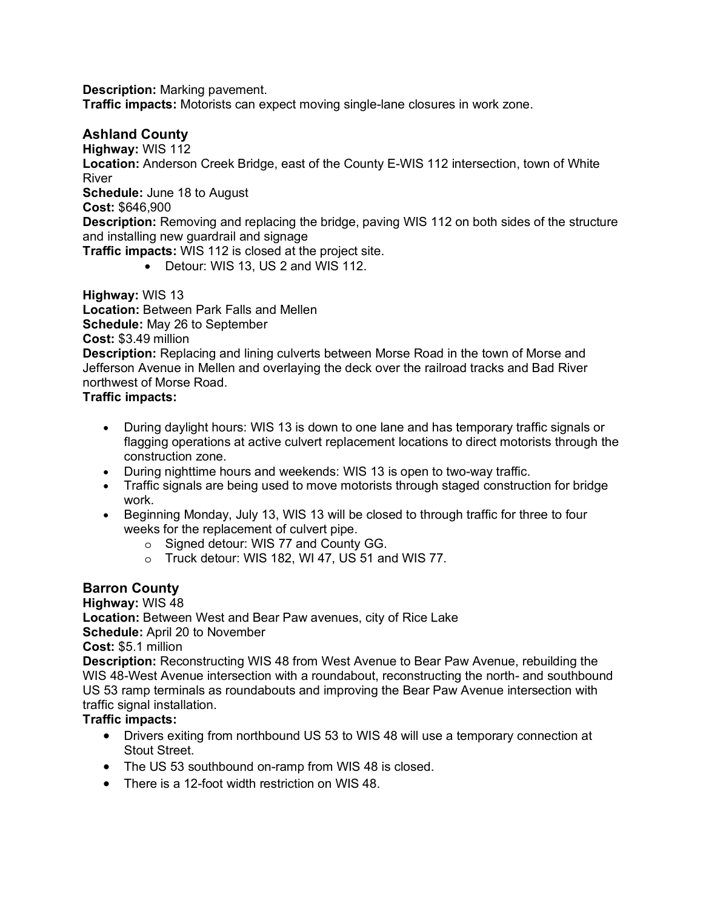**Description:** Marking pavement.
**Traffic impacts:** Motorists can expect moving single-lane closures in work zone.

## Ashland County

**Highway:** WIS 112
**Location:** Anderson Creek Bridge, east of the County E-WIS 112 intersection, town of White River
**Schedule:** June 18 to August
**Cost:** $646,900
**Description:** Removing and replacing the bridge, paving WIS 112 on both sides of the structure and installing new guardrail and signage
**Traffic impacts:** WIS 112 is closed at the project site.

- Detour: WIS 13, US 2 and WIS 112.

**Highway:** WIS 13
**Location:** Between Park Falls and Mellen
**Schedule:** May 26 to September
**Cost:** $3.49 million
**Description:** Replacing and lining culverts between Morse Road in the town of Morse and Jefferson Avenue in Mellen and overlaying the deck over the railroad tracks and Bad River northwest of Morse Road.
**Traffic impacts:**

- During daylight hours: WIS 13 is down to one lane and has temporary traffic signals or flagging operations at active culvert replacement locations to direct motorists through the construction zone.
- During nighttime hours and weekends: WIS 13 is open to two-way traffic.
- Traffic signals are being used to move motorists through staged construction for bridge work.
- Beginning Monday, July 13, WIS 13 will be closed to through traffic for three to four weeks for the replacement of culvert pipe.
  - Signed detour: WIS 77 and County GG.
  - Truck detour: WIS 182, WI 47, US 51 and WIS 77.

## Barron County

**Highway:** WIS 48
**Location:** Between West and Bear Paw avenues, city of Rice Lake
**Schedule:** April 20 to November
**Cost:** $5.1 million
**Description:** Reconstructing WIS 48 from West Avenue to Bear Paw Avenue, rebuilding the WIS 48-West Avenue intersection with a roundabout, reconstructing the north- and southbound US 53 ramp terminals as roundabouts and improving the Bear Paw Avenue intersection with traffic signal installation.
**Traffic impacts:**

- Drivers exiting from northbound US 53 to WIS 48 will use a temporary connection at Stout Street.
- The US 53 southbound on-ramp from WIS 48 is closed.
- There is a 12-foot width restriction on WIS 48.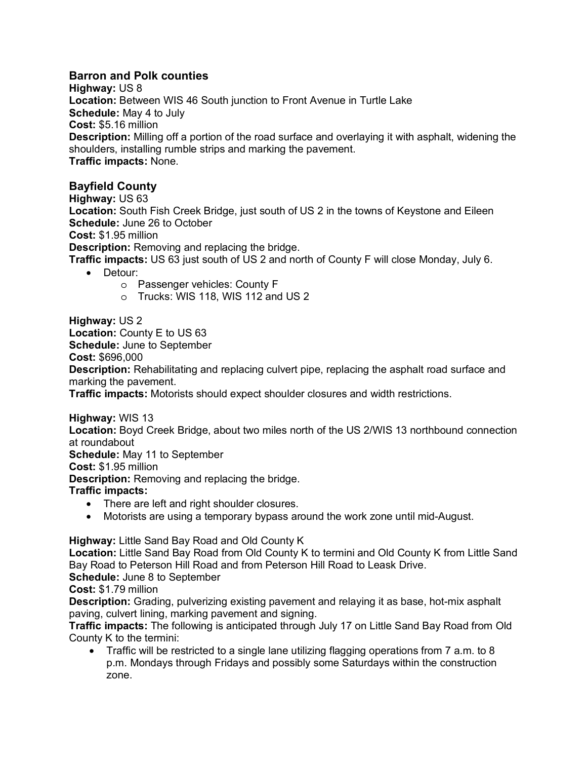## Barron and Polk counties

**Highway:** US 8
**Location:** Between WIS 46 South junction to Front Avenue in Turtle Lake
**Schedule:** May 4 to July
**Cost:** $5.16 million
**Description:** Milling off a portion of the road surface and overlaying it with asphalt, widening the shoulders, installing rumble strips and marking the pavement.
**Traffic impacts:** None.

## Bayfield County

**Highway:** US 63
**Location:** South Fish Creek Bridge, just south of US 2 in the towns of Keystone and Eileen
**Schedule:** June 26 to October
**Cost:** $1.95 million
**Description:** Removing and replacing the bridge.
**Traffic impacts:** US 63 just south of US 2 and north of County F will close Monday, July 6.

- Detour:
  - Passenger vehicles: County F
  - Trucks: WIS 118, WIS 112 and US 2

**Highway:** US 2
**Location:** County E to US 63
**Schedule:** June to September
**Cost:** $696,000
**Description:** Rehabilitating and replacing culvert pipe, replacing the asphalt road surface and marking the pavement.
**Traffic impacts:** Motorists should expect shoulder closures and width restrictions.

**Highway:** WIS 13
**Location:** Boyd Creek Bridge, about two miles north of the US 2/WIS 13 northbound connection at roundabout
**Schedule:** May 11 to September
**Cost:** $1.95 million
**Description:** Removing and replacing the bridge.
**Traffic impacts:**

- There are left and right shoulder closures.
- Motorists are using a temporary bypass around the work zone until mid-August.

**Highway:** Little Sand Bay Road and Old County K
**Location:** Little Sand Bay Road from Old County K to termini and Old County K from Little Sand Bay Road to Peterson Hill Road and from Peterson Hill Road to Leask Drive.
**Schedule:** June 8 to September
**Cost:** $1.79 million
**Description:** Grading, pulverizing existing pavement and relaying it as base, hot-mix asphalt paving, culvert lining, marking pavement and signing.
**Traffic impacts:** The following is anticipated through July 17 on Little Sand Bay Road from Old County K to the termini:

- Traffic will be restricted to a single lane utilizing flagging operations from 7 a.m. to 8 p.m. Mondays through Fridays and possibly some Saturdays within the construction zone.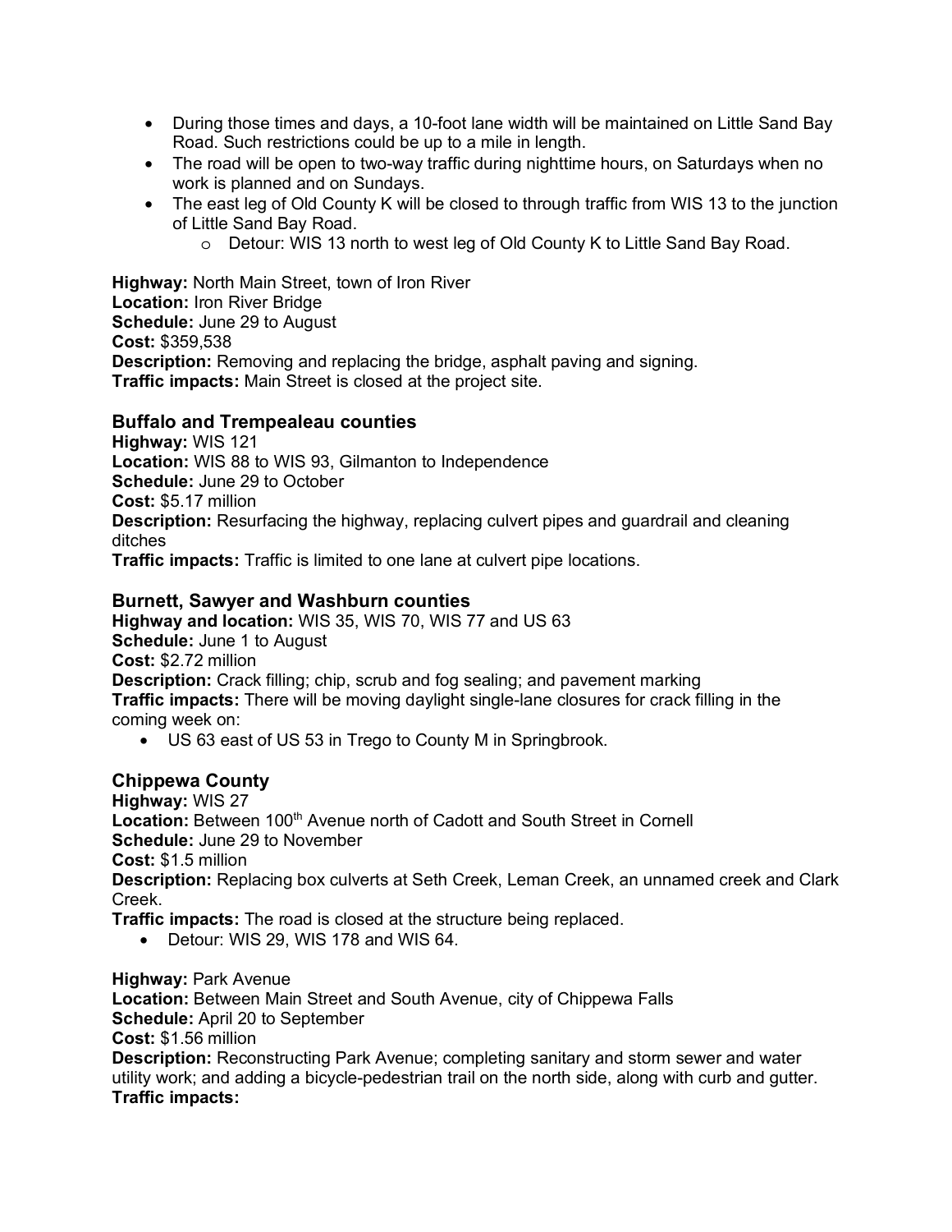- During those times and days, a 10-foot lane width will be maintained on Little Sand Bay Road. Such restrictions could be up to a mile in length.
- The road will be open to two-way traffic during nighttime hours, on Saturdays when no work is planned and on Sundays.
- The east leg of Old County K will be closed to through traffic from WIS 13 to the junction of Little Sand Bay Road.
  - Detour: WIS 13 north to west leg of Old County K to Little Sand Bay Road.

**Highway:** North Main Street, town of Iron River
**Location:** Iron River Bridge
**Schedule:** June 29 to August
**Cost:** $359,538
**Description:** Removing and replacing the bridge, asphalt paving and signing.
**Traffic impacts:** Main Street is closed at the project site.

### Buffalo and Trempealeau counties

**Highway:** WIS 121
**Location:** WIS 88 to WIS 93, Gilmanton to Independence
**Schedule:** June 29 to October
**Cost:** $5.17 million
**Description:** Resurfacing the highway, replacing culvert pipes and guardrail and cleaning ditches
**Traffic impacts:** Traffic is limited to one lane at culvert pipe locations.

### Burnett, Sawyer and Washburn counties

**Highway and location:** WIS 35, WIS 70, WIS 77 and US 63
**Schedule:** June 1 to August
**Cost:** $2.72 million
**Description:** Crack filling; chip, scrub and fog sealing; and pavement marking
**Traffic impacts:** There will be moving daylight single-lane closures for crack filling in the coming week on:

- US 63 east of US 53 in Trego to County M in Springbrook.

### Chippewa County

**Highway:** WIS 27
**Location:** Between 100th Avenue north of Cadott and South Street in Cornell
**Schedule:** June 29 to November
**Cost:** $1.5 million
**Description:** Replacing box culverts at Seth Creek, Leman Creek, an unnamed creek and Clark Creek.
**Traffic impacts:** The road is closed at the structure being replaced.

- Detour: WIS 29, WIS 178 and WIS 64.

**Highway:** Park Avenue
**Location:** Between Main Street and South Avenue, city of Chippewa Falls
**Schedule:** April 20 to September
**Cost:** $1.56 million
**Description:** Reconstructing Park Avenue; completing sanitary and storm sewer and water utility work; and adding a bicycle-pedestrian trail on the north side, along with curb and gutter.
**Traffic impacts:**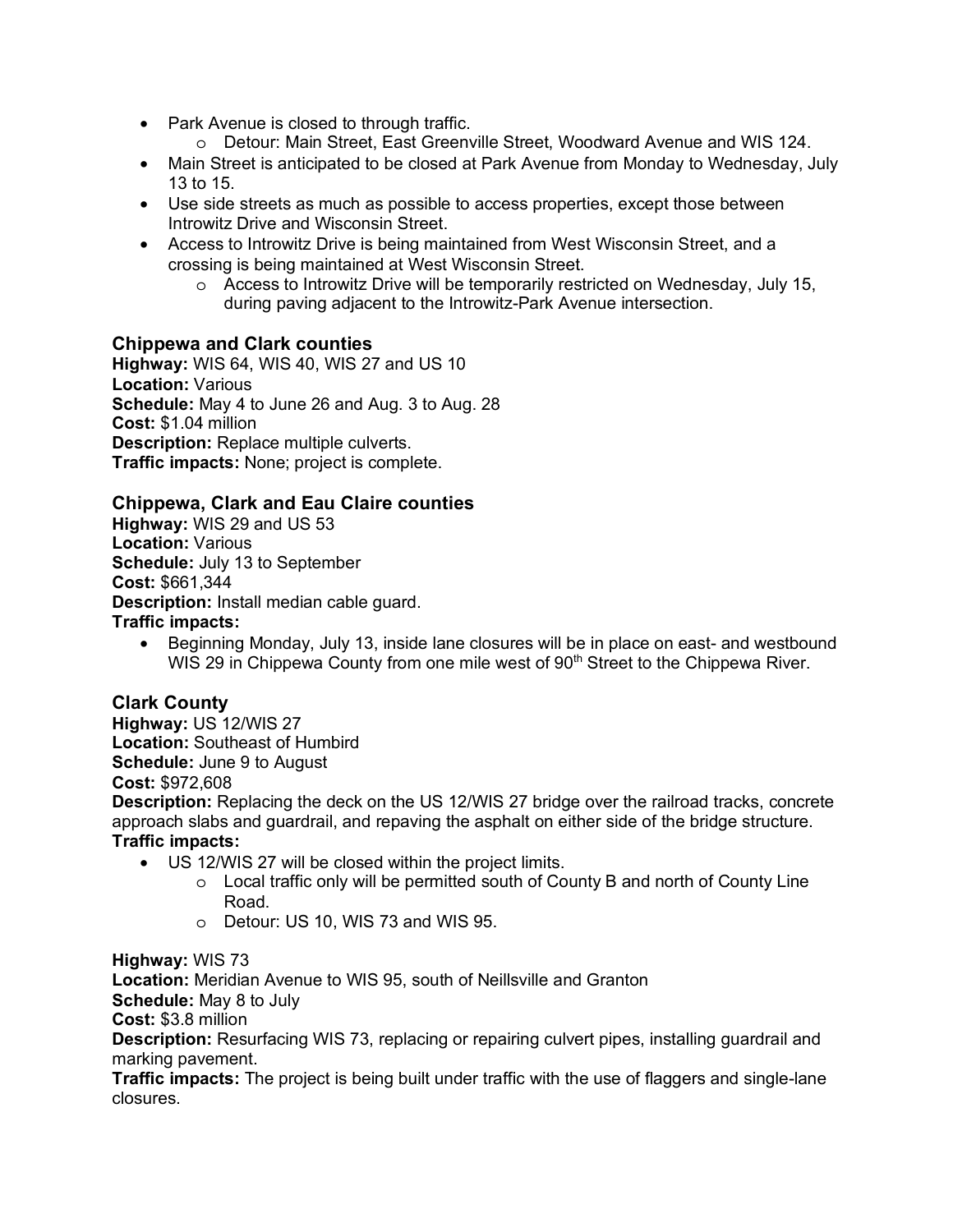- Park Avenue is closed to through traffic.
    - Detour: Main Street, East Greenville Street, Woodward Avenue and WIS 124.
- Main Street is anticipated to be closed at Park Avenue from Monday to Wednesday, July 13 to 15.
- Use side streets as much as possible to access properties, except those between Introwitz Drive and Wisconsin Street.
- Access to Introwitz Drive is being maintained from West Wisconsin Street, and a crossing is being maintained at West Wisconsin Street.
    - Access to Introwitz Drive will be temporarily restricted on Wednesday, July 15, during paving adjacent to the Introwitz-Park Avenue intersection.

### Chippewa and Clark counties

**Highway:** WIS 64, WIS 40, WIS 27 and US 10
**Location:** Various
**Schedule:** May 4 to June 26 and Aug. 3 to Aug. 28
**Cost:** $1.04 million
**Description:** Replace multiple culverts.
**Traffic impacts:** None; project is complete.

### Chippewa, Clark and Eau Claire counties

**Highway:** WIS 29 and US 53
**Location:** Various
**Schedule:** July 13 to September
**Cost:** $661,344
**Description:** Install median cable guard.
**Traffic impacts:**

- Beginning Monday, July 13, inside lane closures will be in place on east- and westbound WIS 29 in Chippewa County from one mile west of 90th Street to the Chippewa River.

### Clark County

**Highway:** US 12/WIS 27
**Location:** Southeast of Humbird
**Schedule:** June 9 to August
**Cost:** $972,608
**Description:** Replacing the deck on the US 12/WIS 27 bridge over the railroad tracks, concrete approach slabs and guardrail, and repaving the asphalt on either side of the bridge structure.
**Traffic impacts:**

- US 12/WIS 27 will be closed within the project limits.
    - Local traffic only will be permitted south of County B and north of County Line Road.
    - Detour: US 10, WIS 73 and WIS 95.

**Highway:** WIS 73
**Location:** Meridian Avenue to WIS 95, south of Neillsville and Granton
**Schedule:** May 8 to July
**Cost:** $3.8 million
**Description:** Resurfacing WIS 73, replacing or repairing culvert pipes, installing guardrail and marking pavement.
**Traffic impacts:** The project is being built under traffic with the use of flaggers and single-lane closures.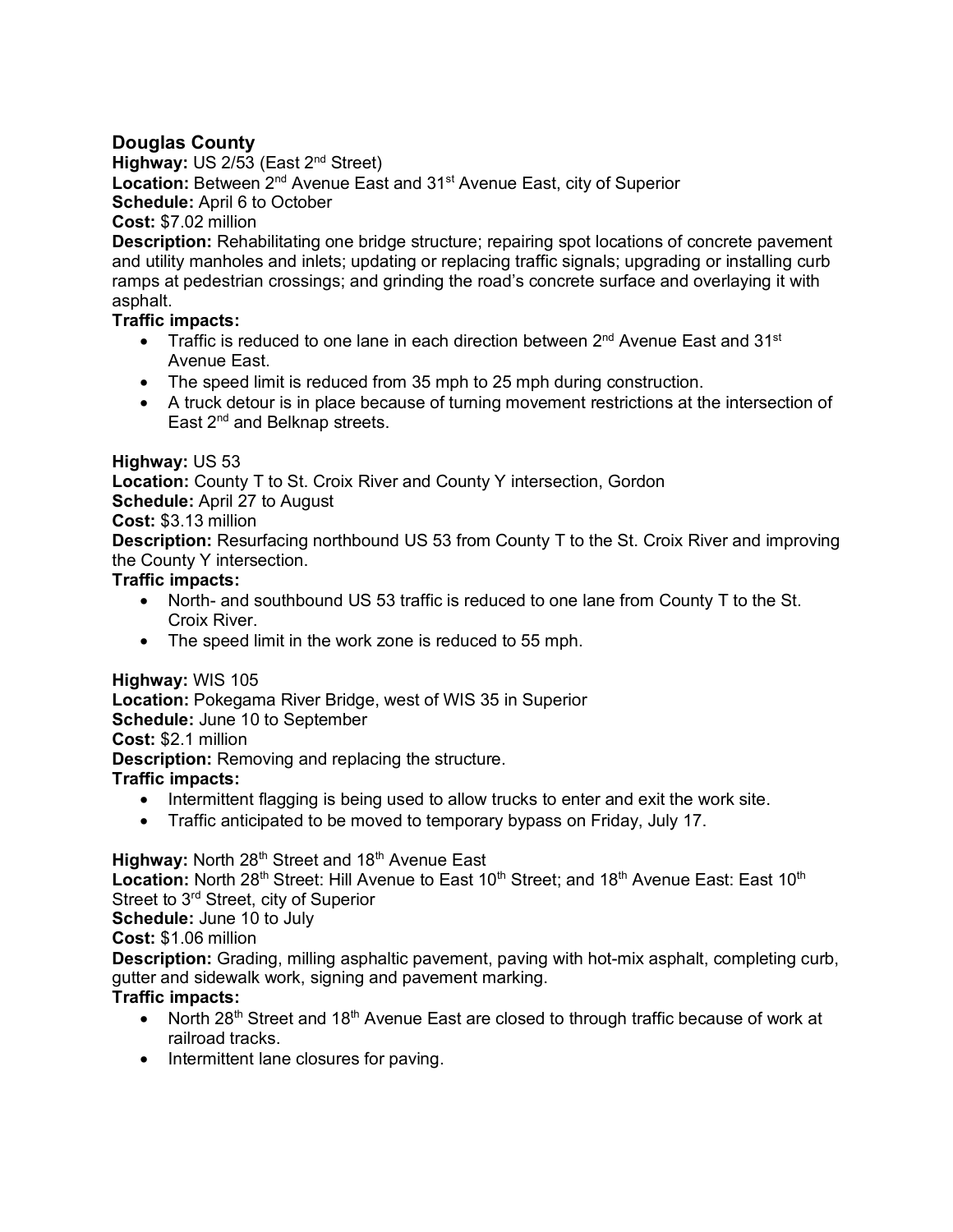## Douglas County

**Highway:** US 2/53 (East 2nd Street)
**Location:** Between 2nd Avenue East and 31st Avenue East, city of Superior
**Schedule:** April 6 to October
**Cost:** $7.02 million
**Description:** Rehabilitating one bridge structure; repairing spot locations of concrete pavement and utility manholes and inlets; updating or replacing traffic signals; upgrading or installing curb ramps at pedestrian crossings; and grinding the road's concrete surface and overlaying it with asphalt.
**Traffic impacts:**

- Traffic is reduced to one lane in each direction between 2nd Avenue East and 31st Avenue East.
- The speed limit is reduced from 35 mph to 25 mph during construction.
- A truck detour is in place because of turning movement restrictions at the intersection of East 2nd and Belknap streets.

**Highway:** US 53
**Location:** County T to St. Croix River and County Y intersection, Gordon
**Schedule:** April 27 to August
**Cost:** $3.13 million
**Description:** Resurfacing northbound US 53 from County T to the St. Croix River and improving the County Y intersection.
**Traffic impacts:**

- North- and southbound US 53 traffic is reduced to one lane from County T to the St. Croix River.
- The speed limit in the work zone is reduced to 55 mph.

**Highway:** WIS 105
**Location:** Pokegama River Bridge, west of WIS 35 in Superior
**Schedule:** June 10 to September
**Cost:** $2.1 million
**Description:** Removing and replacing the structure.
**Traffic impacts:**

- Intermittent flagging is being used to allow trucks to enter and exit the work site.
- Traffic anticipated to be moved to temporary bypass on Friday, July 17.

**Highway:** North 28th Street and 18th Avenue East
**Location:** North 28th Street: Hill Avenue to East 10th Street; and 18th Avenue East: East 10th Street to 3rd Street, city of Superior
**Schedule:** June 10 to July
**Cost:** $1.06 million
**Description:** Grading, milling asphaltic pavement, paving with hot-mix asphalt, completing curb, gutter and sidewalk work, signing and pavement marking.
**Traffic impacts:**

- North 28th Street and 18th Avenue East are closed to through traffic because of work at railroad tracks.
- Intermittent lane closures for paving.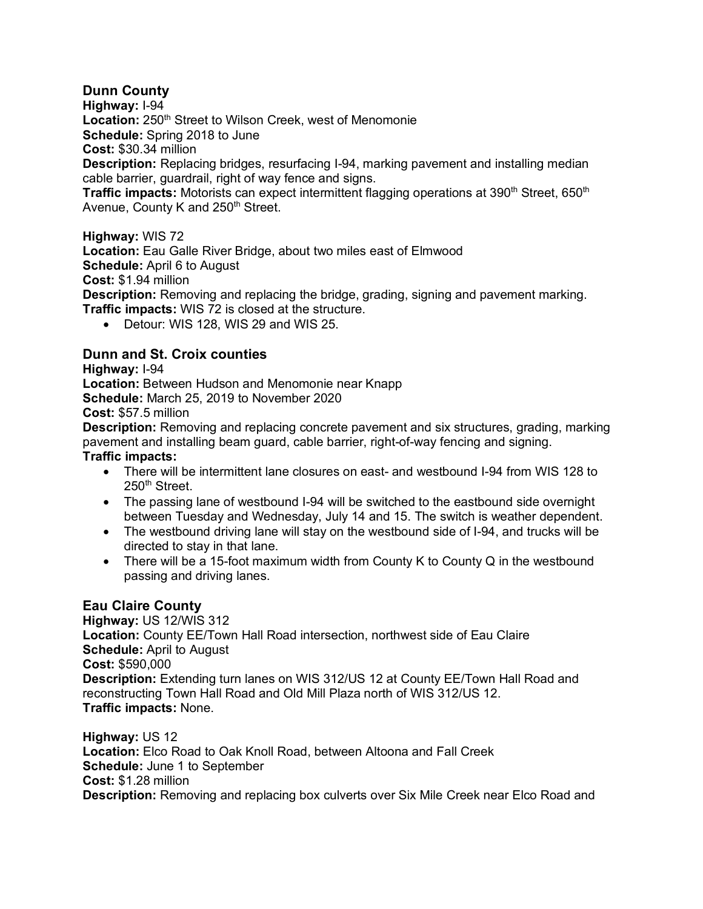## Dunn County

**Highway:** I-94
**Location:** 250th Street to Wilson Creek, west of Menomonie
**Schedule:** Spring 2018 to June
**Cost:** $30.34 million
**Description:** Replacing bridges, resurfacing I-94, marking pavement and installing median cable barrier, guardrail, right of way fence and signs.
**Traffic impacts:** Motorists can expect intermittent flagging operations at 390th Street, 650th Avenue, County K and 250th Street.

**Highway:** WIS 72
**Location:** Eau Galle River Bridge, about two miles east of Elmwood
**Schedule:** April 6 to August
**Cost:** $1.94 million
**Description:** Removing and replacing the bridge, grading, signing and pavement marking.
**Traffic impacts:** WIS 72 is closed at the structure.

- Detour: WIS 128, WIS 29 and WIS 25.

## Dunn and St. Croix counties

**Highway:** I-94
**Location:** Between Hudson and Menomonie near Knapp
**Schedule:** March 25, 2019 to November 2020
**Cost:** $57.5 million
**Description:** Removing and replacing concrete pavement and six structures, grading, marking pavement and installing beam guard, cable barrier, right-of-way fencing and signing.
**Traffic impacts:**

- There will be intermittent lane closures on east- and westbound I-94 from WIS 128 to 250th Street.
- The passing lane of westbound I-94 will be switched to the eastbound side overnight between Tuesday and Wednesday, July 14 and 15. The switch is weather dependent.
- The westbound driving lane will stay on the westbound side of I-94, and trucks will be directed to stay in that lane.
- There will be a 15-foot maximum width from County K to County Q in the westbound passing and driving lanes.

## Eau Claire County

**Highway:** US 12/WIS 312
**Location:** County EE/Town Hall Road intersection, northwest side of Eau Claire
**Schedule:** April to August
**Cost:** $590,000
**Description:** Extending turn lanes on WIS 312/US 12 at County EE/Town Hall Road and reconstructing Town Hall Road and Old Mill Plaza north of WIS 312/US 12.
**Traffic impacts:** None.

**Highway:** US 12
**Location:** Elco Road to Oak Knoll Road, between Altoona and Fall Creek
**Schedule:** June 1 to September
**Cost:** $1.28 million
**Description:** Removing and replacing box culverts over Six Mile Creek near Elco Road and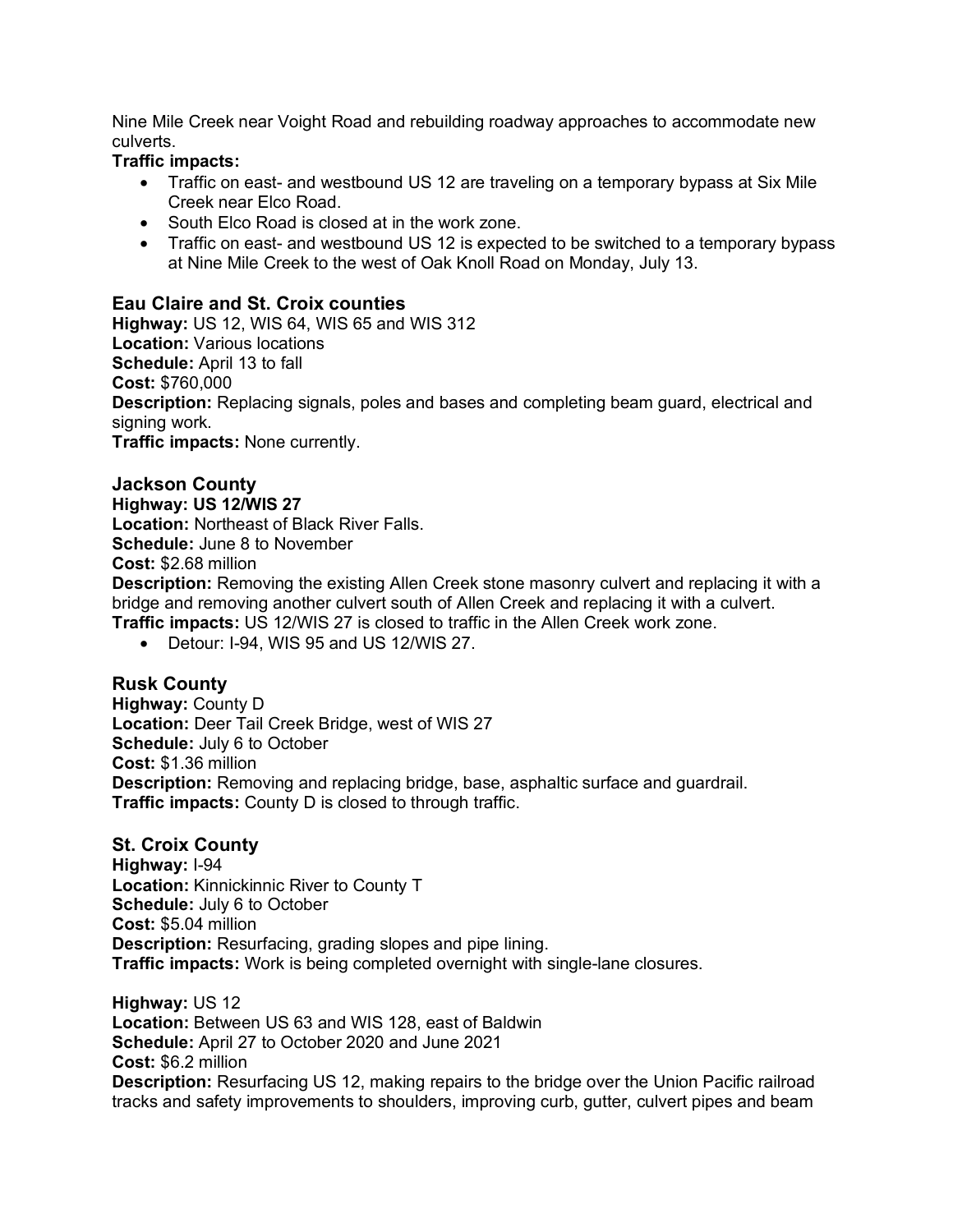Nine Mile Creek near Voight Road and rebuilding roadway approaches to accommodate new culverts.

**Traffic impacts:**

- Traffic on east- and westbound US 12 are traveling on a temporary bypass at Six Mile Creek near Elco Road.
- South Elco Road is closed at in the work zone.
- Traffic on east- and westbound US 12 is expected to be switched to a temporary bypass at Nine Mile Creek to the west of Oak Knoll Road on Monday, July 13.

### Eau Claire and St. Croix counties

**Highway:** US 12, WIS 64, WIS 65 and WIS 312
**Location:** Various locations
**Schedule:** April 13 to fall
**Cost:** $760,000
**Description:** Replacing signals, poles and bases and completing beam guard, electrical and signing work.
**Traffic impacts:** None currently.

### Jackson County

**Highway: US 12/WIS 27**
**Location:** Northeast of Black River Falls.
**Schedule:** June 8 to November
**Cost:** $2.68 million
**Description:** Removing the existing Allen Creek stone masonry culvert and replacing it with a bridge and removing another culvert south of Allen Creek and replacing it with a culvert.
**Traffic impacts:** US 12/WIS 27 is closed to traffic in the Allen Creek work zone.

- Detour: I-94, WIS 95 and US 12/WIS 27.

### Rusk County

**Highway:** County D
**Location:** Deer Tail Creek Bridge, west of WIS 27
**Schedule:** July 6 to October
**Cost:** $1.36 million
**Description:** Removing and replacing bridge, base, asphaltic surface and guardrail.
**Traffic impacts:** County D is closed to through traffic.

### St. Croix County

**Highway:** I-94
**Location:** Kinnickinnic River to County T
**Schedule:** July 6 to October
**Cost:** $5.04 million
**Description:** Resurfacing, grading slopes and pipe lining.
**Traffic impacts:** Work is being completed overnight with single-lane closures.

**Highway:** US 12
**Location:** Between US 63 and WIS 128, east of Baldwin
**Schedule:** April 27 to October 2020 and June 2021
**Cost:** $6.2 million
**Description:** Resurfacing US 12, making repairs to the bridge over the Union Pacific railroad tracks and safety improvements to shoulders, improving curb, gutter, culvert pipes and beam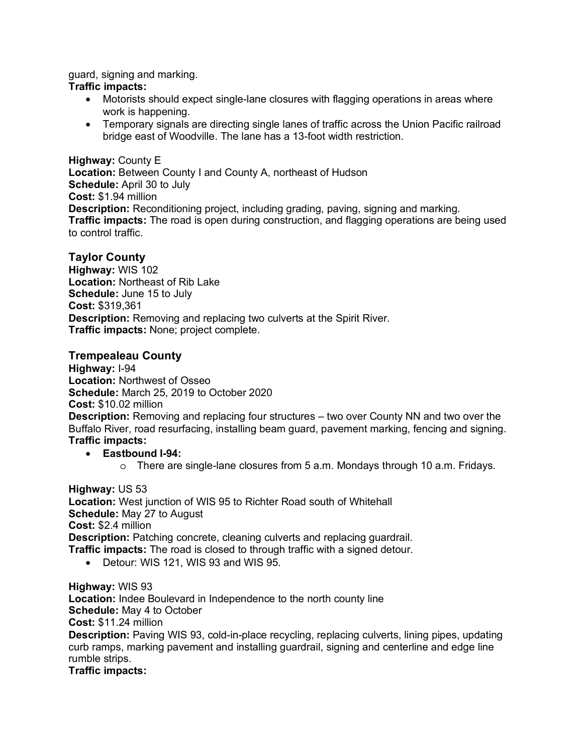guard, signing and marking.

**Traffic impacts:**

- Motorists should expect single-lane closures with flagging operations in areas where work is happening.
- Temporary signals are directing single lanes of traffic across the Union Pacific railroad bridge east of Woodville. The lane has a 13-foot width restriction.

**Highway:** County E
**Location:** Between County I and County A, northeast of Hudson
**Schedule:** April 30 to July
**Cost:** $1.94 million
**Description:** Reconditioning project, including grading, paving, signing and marking.
**Traffic impacts:** The road is open during construction, and flagging operations are being used to control traffic.

### Taylor County

**Highway:** WIS 102
**Location:** Northeast of Rib Lake
**Schedule:** June 15 to July
**Cost:** $319,361
**Description:** Removing and replacing two culverts at the Spirit River.
**Traffic impacts:** None; project complete.

### Trempealeau County

**Highway:** I-94
**Location:** Northwest of Osseo
**Schedule:** March 25, 2019 to October 2020
**Cost:** $10.02 million
**Description:** Removing and replacing four structures – two over County NN and two over the Buffalo River, road resurfacing, installing beam guard, pavement marking, fencing and signing.
**Traffic impacts:**

- **Eastbound I-94:**
    - There are single-lane closures from 5 a.m. Mondays through 10 a.m. Fridays.

**Highway:** US 53
**Location:** West junction of WIS 95 to Richter Road south of Whitehall
**Schedule:** May 27 to August
**Cost:** $2.4 million
**Description:** Patching concrete, cleaning culverts and replacing guardrail.
**Traffic impacts:** The road is closed to through traffic with a signed detour.

- Detour: WIS 121, WIS 93 and WIS 95.

**Highway:** WIS 93
**Location:** Indee Boulevard in Independence to the north county line
**Schedule:** May 4 to October
**Cost:** $11.24 million
**Description:** Paving WIS 93, cold-in-place recycling, replacing culverts, lining pipes, updating curb ramps, marking pavement and installing guardrail, signing and centerline and edge line rumble strips.
**Traffic impacts:**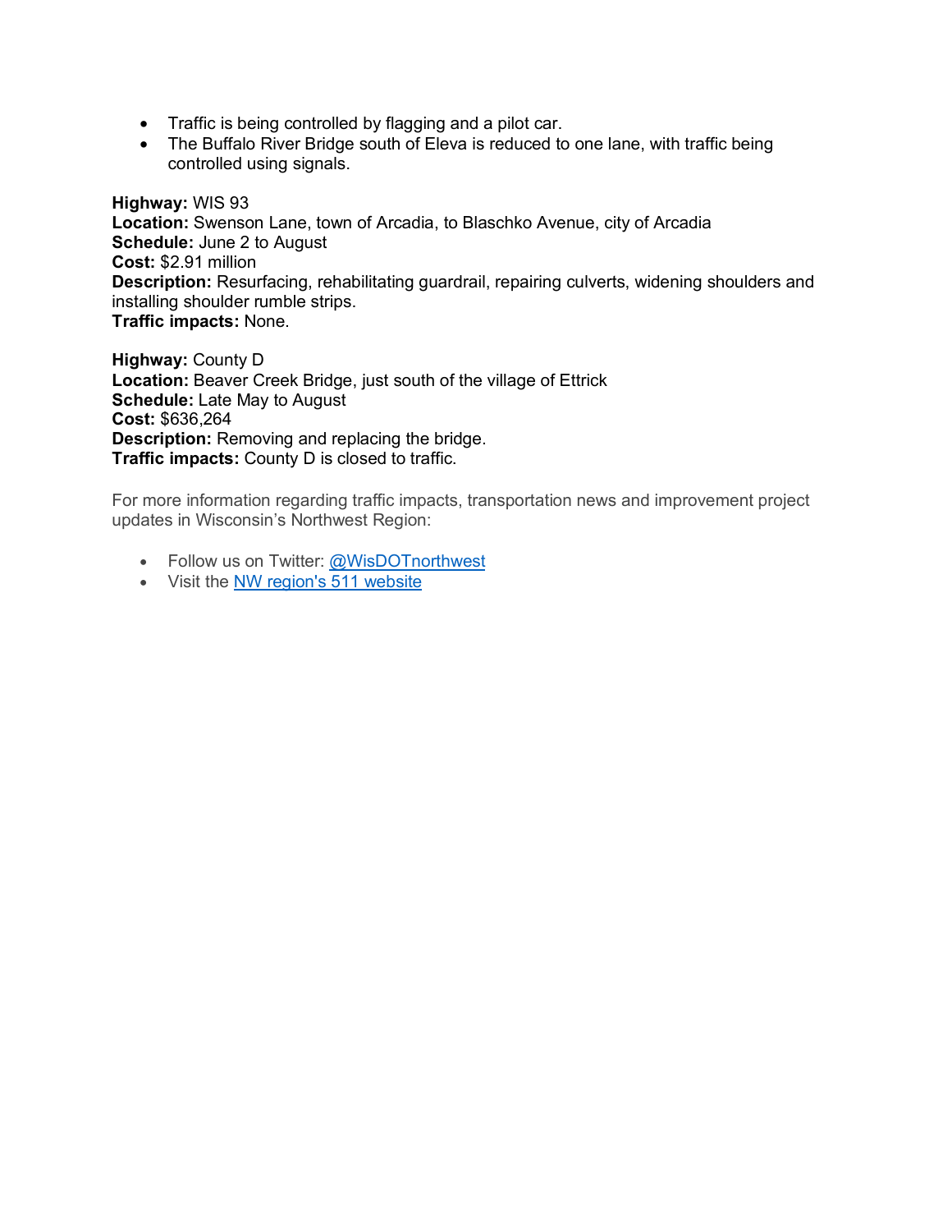- Traffic is being controlled by flagging and a pilot car.
- The Buffalo River Bridge south of Eleva is reduced to one lane, with traffic being controlled using signals.

**Highway:** WIS 93
**Location:** Swenson Lane, town of Arcadia, to Blaschko Avenue, city of Arcadia
**Schedule:** June 2 to August
**Cost:** $2.91 million
**Description:** Resurfacing, rehabilitating guardrail, repairing culverts, widening shoulders and installing shoulder rumble strips.
**Traffic impacts:** None.

**Highway:** County D
**Location:** Beaver Creek Bridge, just south of the village of Ettrick
**Schedule:** Late May to August
**Cost:** $636,264
**Description:** Removing and replacing the bridge.
**Traffic impacts:** County D is closed to traffic.

For more information regarding traffic impacts, transportation news and improvement project updates in Wisconsin's Northwest Region:

- Follow us on Twitter: @WisDOTnorthwest
- Visit the NW region's 511 website